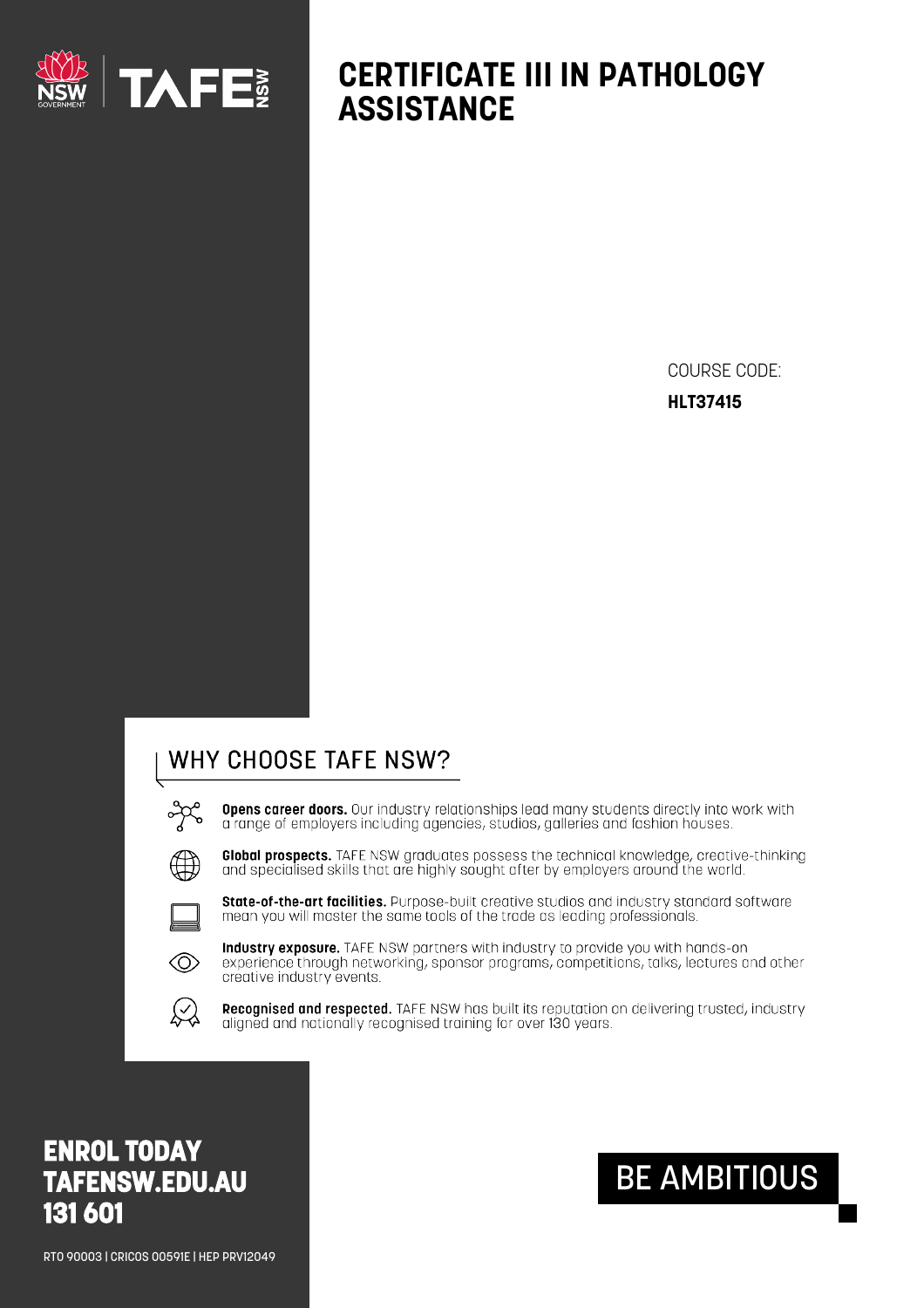# CERTIFICATE III IN PATHOLOGY ASSISTANCE

COURSE CODE:

**HLT37415**

## WHY CHOOSE TAFE NSW?

**Opens career doors.** Our industry relationships lead many students directly into work with a range of employers including agencies, studios, galleries and fashion houses.

**Global prospects.** TAFE NSW graduates possess the technical knowledge, creative-thinking and specialised skills that are highly sought after by employers around the world.

**State-of-the-art facilities.** Purpose-built creative studios and industry standard software mean you will master the same tools of the trade as leading professionals.

**Industry exposure.** TAFE NSW partners with industry to provide you with hands-on experience through networking, sponsor programs, competitions, talks, lectures and other creative industry events.

**Recognised and respected.** TAFE NSW has built its reputation on delivering trusted, industry aligned and nationally recognised training for over 130 years.

**ENROL TODAY**
**TAFENSW.EDU.AU**
**131 601**

BE AMBITIOUS

RTO 90003 | CRICOS 00591E | HEP PRV12049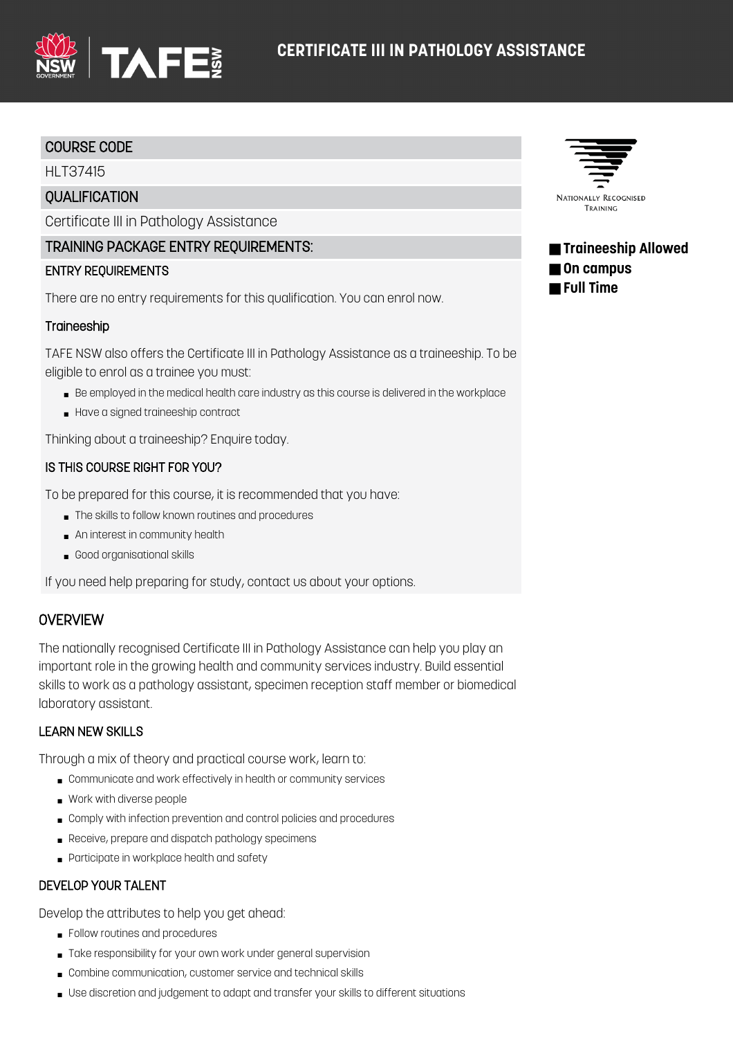# CERTIFICATE III IN PATHOLOGY ASSISTANCE

## COURSE CODE

HLT37415

## QUALIFICATION

Certificate III in Pathology Assistance

## TRAINING PACKAGE ENTRY REQUIREMENTS:

### ENTRY REQUIREMENTS

There are no entry requirements for this qualification. You can enrol now.

### Traineeship

TAFE NSW also offers the Certificate III in Pathology Assistance as a traineeship. To be eligible to enrol as a trainee you must:

- Be employed in the medical health care industry as this course is delivered in the workplace
- Have a signed traineeship contract

Thinking about a traineeship? Enquire today.

### IS THIS COURSE RIGHT FOR YOU?

To be prepared for this course, it is recommended that you have:

- The skills to follow known routines and procedures
- An interest in community health
- Good organisational skills

If you need help preparing for study, contact us about your options.

NATIONALLY RECOGNISED TRAINING

- **Traineeship Allowed**
- **On campus**
- **Full Time**

## OVERVIEW

The nationally recognised Certificate III in Pathology Assistance can help you play an important role in the growing health and community services industry. Build essential skills to work as a pathology assistant, specimen reception staff member or biomedical laboratory assistant.

### LEARN NEW SKILLS

Through a mix of theory and practical course work, learn to:

- Communicate and work effectively in health or community services
- Work with diverse people
- Comply with infection prevention and control policies and procedures
- Receive, prepare and dispatch pathology specimens
- Participate in workplace health and safety

### DEVELOP YOUR TALENT

Develop the attributes to help you get ahead:

- Follow routines and procedures
- Take responsibility for your own work under general supervision
- Combine communication, customer service and technical skills
- Use discretion and judgement to adapt and transfer your skills to different situations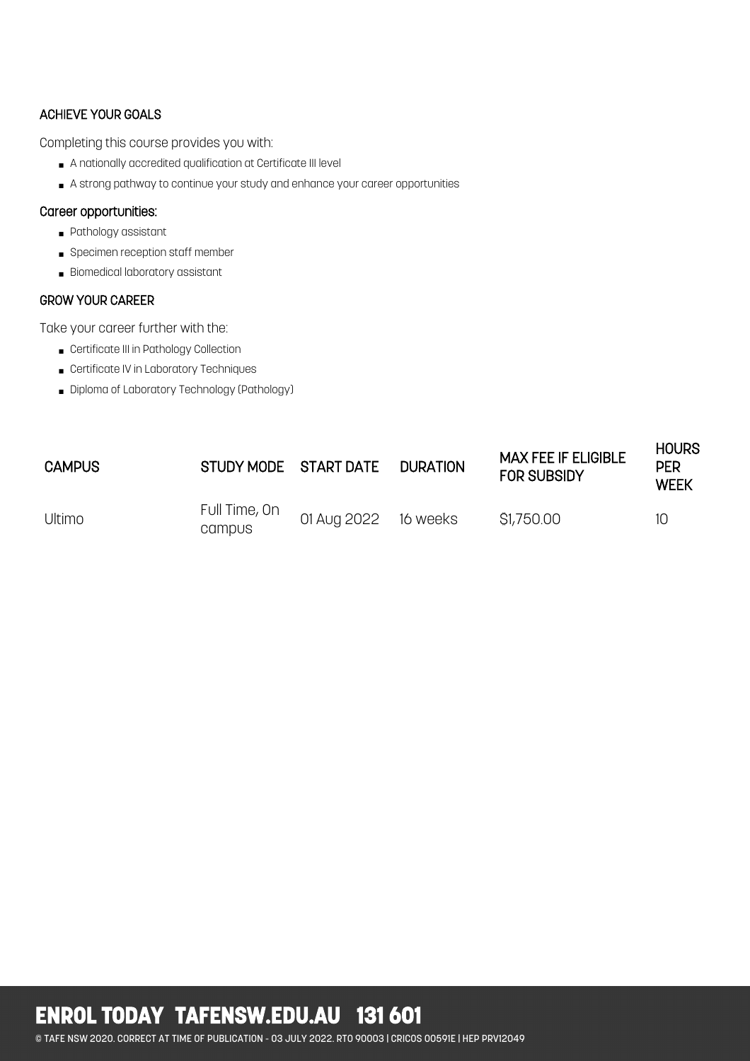## ACHIEVE YOUR GOALS

Completing this course provides you with:

- A nationally accredited qualification at Certificate III level
- A strong pathway to continue your study and enhance your career opportunities

### Career opportunities:

- Pathology assistant
- Specimen reception staff member
- Biomedical laboratory assistant

## GROW YOUR CAREER

Take your career further with the:

- Certificate III in Pathology Collection
- Certificate IV in Laboratory Techniques
- Diploma of Laboratory Technology (Pathology)

| CAMPUS | STUDY MODE | START DATE | DURATION | MAX FEE IF ELIGIBLE FOR SUBSIDY | HOURS PER WEEK |
|---|---|---|---|---|---|
| Ultimo | Full Time, On campus | 01 Aug 2022 | 16 weeks | $1,750.00 | 10 |

**ENROL TODAY TAFENSW.EDU.AU 131 601**

© TAFE NSW 2020. CORRECT AT TIME OF PUBLICATION - 03 JULY 2022. RTO 90003 | CRICOS 00591E | HEP PRV12049